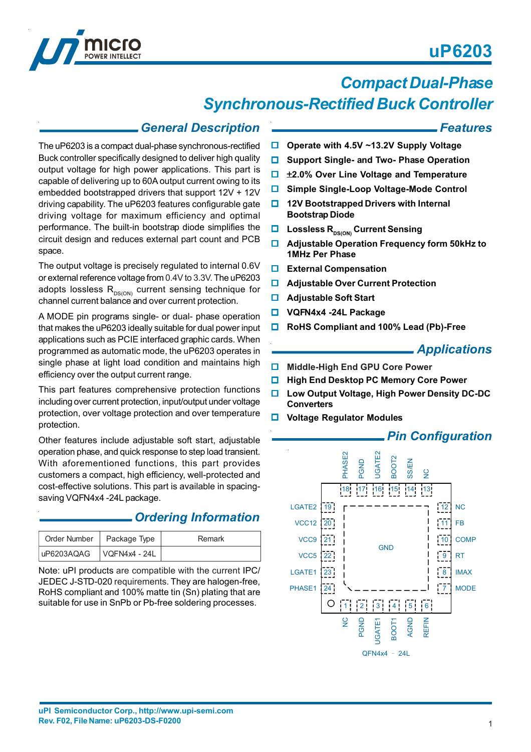# uP6203

## Compact Dual-Phase Synchronous-Rectified Buck Controller

## General Description

The uP6203 is a compact dual-phase synchronous-rectified Buck controller specifically designed to deliver high quality output voltage for high power applications. This part is capable of delivering up to 60A output current owing to its embedded bootstrapped drivers that support 12V + 12V driving capability. The uP6203 features configurable gate driving voltage for maximum efficiency and optimal performance. The built-in bootstrap diode simplifies the circuit design and reduces external part count and PCB space.

The output voltage is precisely regulated to internal 0.6V or external reference voltage from 0.4V to 3.3V. The uP6203 adopts lossless $R_{DS(ON)}$ current sensing technique for channel current balance and over current protection.

A MODE pin programs single- or dual- phase operation that makes the uP6203 ideally suitable for dual power input applications such as PCIE interfaced graphic cards. When programmed as automatic mode, the uP6203 operates in single phase at light load condition and maintains high efficiency over the output current range.

This part features comprehensive protection functions including over current protection, input/output under voltage protection, over voltage protection and over temperature protection.

Other features include adjustable soft start, adjustable operation phase, and quick response to step load transient. With aforementioned functions, this part provides customers a compact, high efficiency, well-protected and cost-effective solutions. This part is available in spacing-saving VQFN4x4 -24L package.

## Ordering Information

| Order Number | Package Type | Remark |
|---|---|---|
| uP6203AQAG | VQFN4x4 - 24L | |

Note: uPI products are compatible with the current IPC/ JEDEC J-STD-020 requirements. They are halogen-free, RoHS compliant and 100% matte tin (Sn) plating that are suitable for use in SnPb or Pb-free soldering processes.

## Features

- **Operate with 4.5V ~13.2V Supply Voltage**
- **Support Single- and Two- Phase Operation**
- **±2.0% Over Line Voltage and Temperature**
- **Simple Single-Loop Voltage-Mode Control**
- **12V Bootstrapped Drivers with Internal Bootstrap Diode**
- **Lossless $R_{DS(ON)}$ Current Sensing**
- **Adjustable Operation Frequency form 50kHz to 1MHz Per Phase**
- **External Compensation**
- **Adjustable Over Current Protection**
- **Adjustable Soft Start**
- **VQFN4x4 -24L Package**
- **RoHS Compliant and 100% Lead (Pb)-Free**

## Applications

- **Middle-High End GPU Core Power**
- **High End Desktop PC Memory Core Power**
- **Low Output Voltage, High Power Density DC-DC Converters**
- **Voltage Regulator Modules**

## Pin Configuration

| Pin | Name | Pin | Name |
|---|---|---|---|
| 1 | NC | 13 | NC |
| 2 | PGND | 14 | SS/EN |
| 3 | UGATE1 | 15 | BOOT2 |
| 4 | BOOT1 | 16 | UGATE2 |
| 5 | AGND | 17 | PGND |
| 6 | REFIN | 18 | PHASE2 |
| 7 | MODE | 19 | LGATE2 |
| 8 | IMAX | 20 | VCC12 |
| 9 | RT | 21 | VCC9 |
| 10 | COMP | 22 | VCC5 |
| 11 | FB | 23 | LGATE1 |
| 12 | NC | 24 | PHASE1 |
| | GND (exposed pad) | | |

QFN4x4 – 24L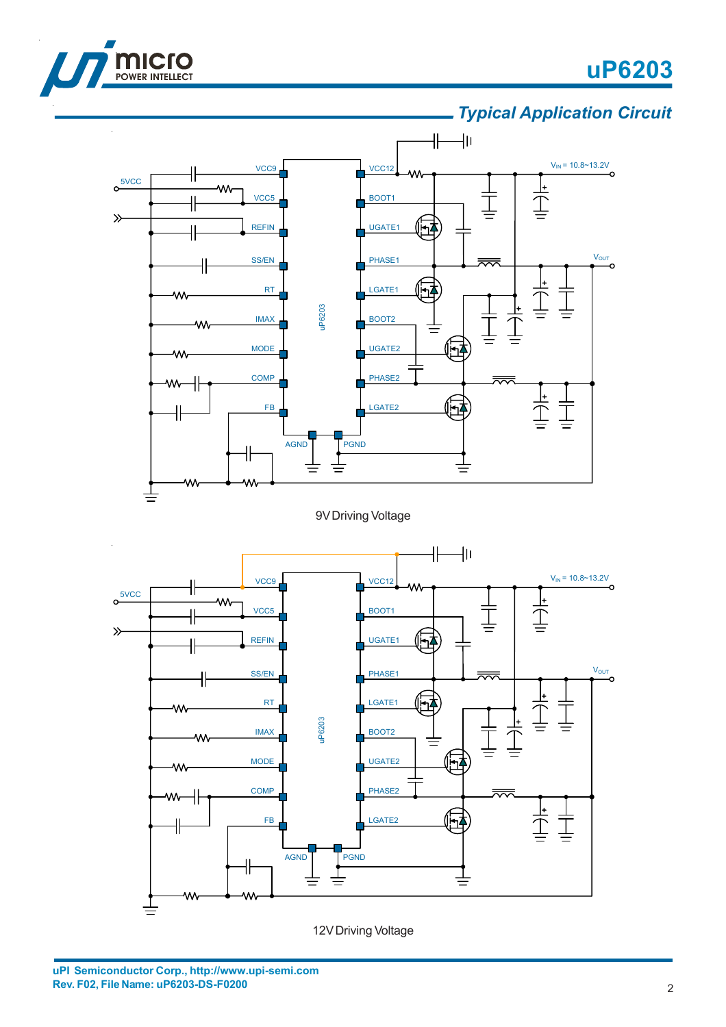## Typical Application Circuit

9V Driving Voltage

12V Driving Voltage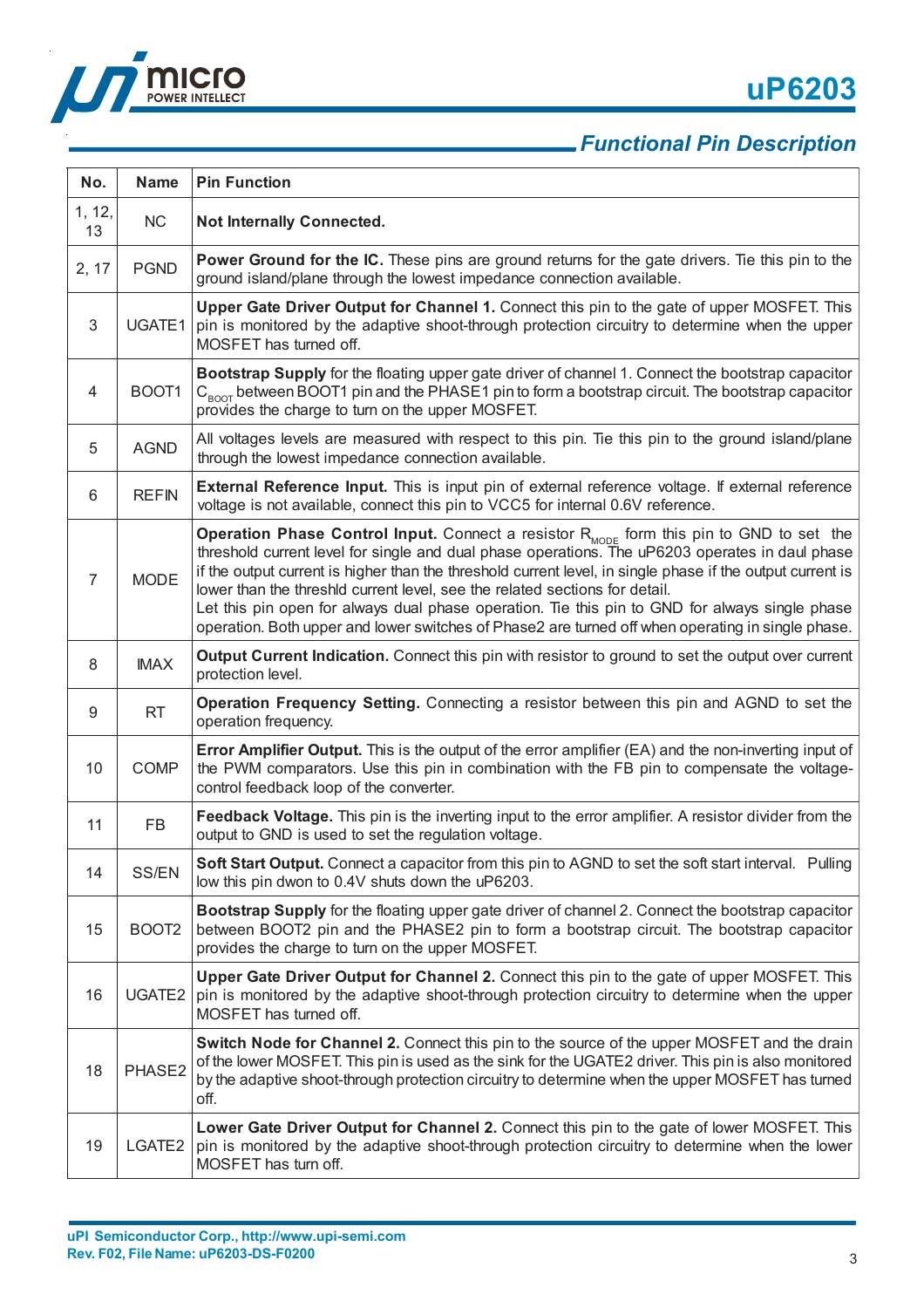## Functional Pin Description

| No. | Name | Pin Function |
|---|---|---|
| 1, 12, 13 | NC | **Not Internally Connected.** |
| 2, 17 | PGND | **Power Ground for the IC.** These pins are ground returns for the gate drivers. Tie this pin to the ground island/plane through the lowest impedance connection available. |
| 3 | UGATE1 | **Upper Gate Driver Output for Channel 1.** Connect this pin to the gate of upper MOSFET. This pin is monitored by the adaptive shoot-through protection circuitry to determine when the upper MOSFET has turned off. |
| 4 | BOOT1 | **Bootstrap Supply** for the floating upper gate driver of channel 1. Connect the bootstrap capacitor $C_{BOOT}$ between BOOT1 pin and the PHASE1 pin to form a bootstrap circuit. The bootstrap capacitor provides the charge to turn on the upper MOSFET. |
| 5 | AGND | All voltages levels are measured with respect to this pin. Tie this pin to the ground island/plane through the lowest impedance connection available. |
| 6 | REFIN | **External Reference Input.** This is input pin of external reference voltage. If external reference voltage is not available, connect this pin to VCC5 for internal 0.6V reference. |
| 7 | MODE | **Operation Phase Control Input.** Connect a resistor $R_{MODE}$ form this pin to GND to set the threshold current level for single and dual phase operations. The uP6203 operates in daul phase if the output current is higher than the threshold current level, in single phase if the output current is lower than the threshld current level, see the related sections for detail.<br>Let this pin open for always dual phase operation. Tie this pin to GND for always single phase operation. Both upper and lower switches of Phase2 are turned off when operating in single phase. |
| 8 | IMAX | **Output Current Indication.** Connect this pin with resistor to ground to set the output over current protection level. |
| 9 | RT | **Operation Frequency Setting.** Connecting a resistor between this pin and AGND to set the operation frequency. |
| 10 | COMP | **Error Amplifier Output.** This is the output of the error amplifier (EA) and the non-inverting input of the PWM comparators. Use this pin in combination with the FB pin to compensate the voltage-control feedback loop of the converter. |
| 11 | FB | **Feedback Voltage.** This pin is the inverting input to the error amplifier. A resistor divider from the output to GND is used to set the regulation voltage. |
| 14 | SS/EN | **Soft Start Output.** Connect a capacitor from this pin to AGND to set the soft start interval. Pulling low this pin dwon to 0.4V shuts down the uP6203. |
| 15 | BOOT2 | **Bootstrap Supply** for the floating upper gate driver of channel 2. Connect the bootstrap capacitor between BOOT2 pin and the PHASE2 pin to form a bootstrap circuit. The bootstrap capacitor provides the charge to turn on the upper MOSFET. |
| 16 | UGATE2 | **Upper Gate Driver Output for Channel 2.** Connect this pin to the gate of upper MOSFET. This pin is monitored by the adaptive shoot-through protection circuitry to determine when the upper MOSFET has turned off. |
| 18 | PHASE2 | **Switch Node for Channel 2.** Connect this pin to the source of the upper MOSFET and the drain of the lower MOSFET. This pin is used as the sink for the UGATE2 driver. This pin is also monitored by the adaptive shoot-through protection circuitry to determine when the upper MOSFET has turned off. |
| 19 | LGATE2 | **Lower Gate Driver Output for Channel 2.** Connect this pin to the gate of lower MOSFET. This pin is monitored by the adaptive shoot-through protection circuitry to determine when the lower MOSFET has turn off. |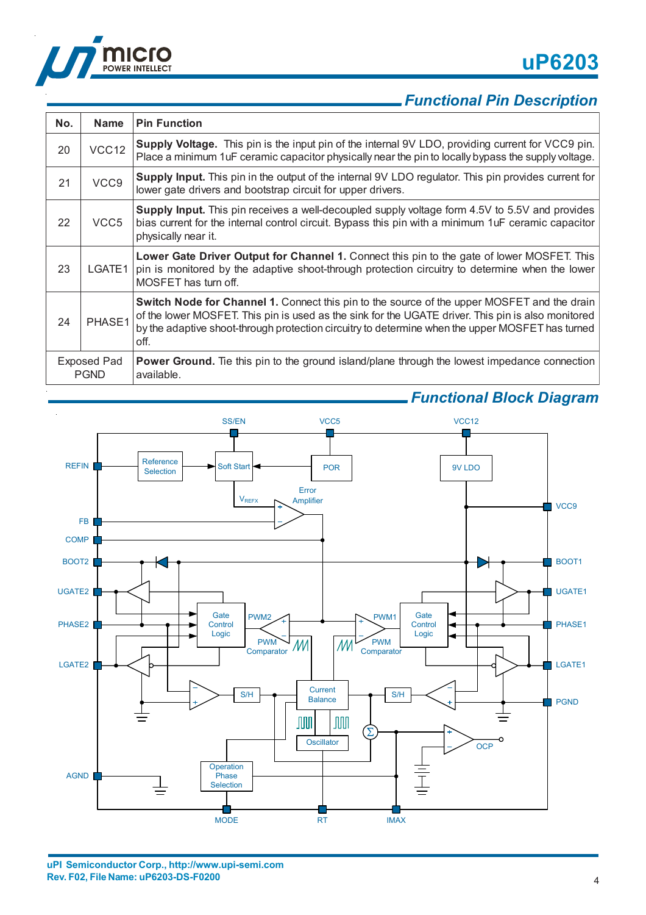## Functional Pin Description

| No. | Name | Pin Function |
|---|---|---|
| 20 | VCC12 | **Supply Voltage.** This pin is the input pin of the internal 9V LDO, providing current for VCC9 pin. Place a minimum 1uF ceramic capacitor physically near the pin to locally bypass the supply voltage. |
| 21 | VCC9 | **Supply Input.** This pin in the output of the internal 9V LDO regulator. This pin provides current for lower gate drivers and bootstrap circuit for upper drivers. |
| 22 | VCC5 | **Supply Input.** This pin receives a well-decoupled supply voltage form 4.5V to 5.5V and provides bias current for the internal control circuit. Bypass this pin with a minimum 1uF ceramic capacitor physically near it. |
| 23 | LGATE1 | **Lower Gate Driver Output for Channel 1.** Connect this pin to the gate of lower MOSFET. This pin is monitored by the adaptive shoot-through protection circuitry to determine when the lower MOSFET has turn off. |
| 24 | PHASE1 | **Switch Node for Channel 1.** Connect this pin to the source of the upper MOSFET and the drain of the lower MOSFET. This pin is used as the sink for the UGATE driver. This pin is also monitored by the adaptive shoot-through protection circuitry to determine when the upper MOSFET has turned off. |
| Exposed Pad PGND | | **Power Ground.** Tie this pin to the ground island/plane through the lowest impedance connection available. |

## Functional Block Diagram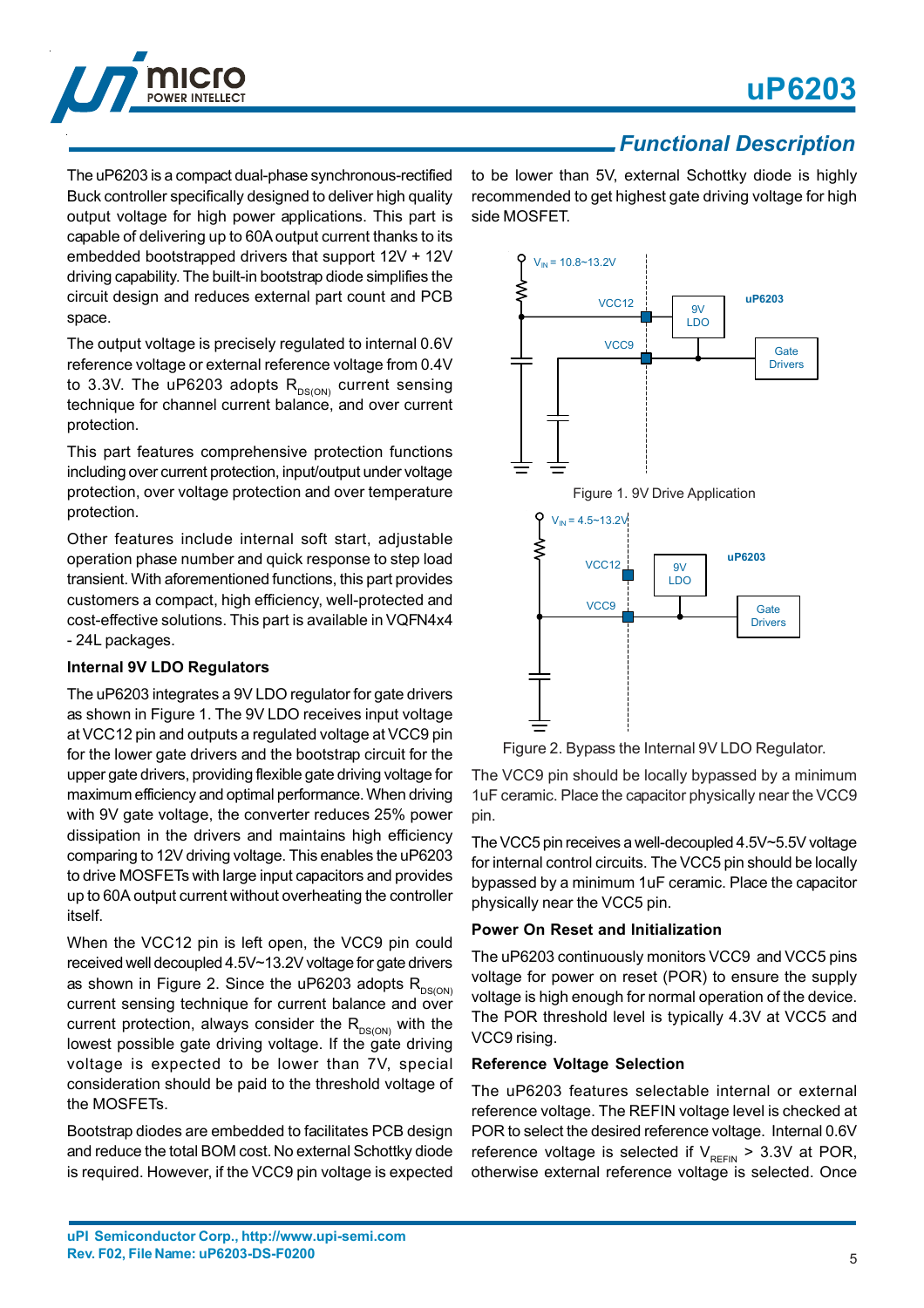## Functional Description

The uP6203 is a compact dual-phase synchronous-rectified Buck controller specifically designed to deliver high quality output voltage for high power applications. This part is capable of delivering up to 60A output current thanks to its embedded bootstrapped drivers that support 12V + 12V driving capability. The built-in bootstrap diode simplifies the circuit design and reduces external part count and PCB space.

The output voltage is precisely regulated to internal 0.6V reference voltage or external reference voltage from 0.4V to 3.3V. The uP6203 adopts $R_{DS(ON)}$ current sensing technique for channel current balance, and over current protection.

This part features comprehensive protection functions including over current protection, input/output under voltage protection, over voltage protection and over temperature protection.

Other features include internal soft start, adjustable operation phase number and quick response to step load transient. With aforementioned functions, this part provides customers a compact, high efficiency, well-protected and cost-effective solutions. This part is available in VQFN4x4 - 24L packages.

**Internal 9V LDO Regulators**

The uP6203 integrates a 9V LDO regulator for gate drivers as shown in Figure 1. The 9V LDO receives input voltage at VCC12 pin and outputs a regulated voltage at VCC9 pin for the lower gate drivers and the bootstrap circuit for the upper gate drivers, providing flexible gate driving voltage for maximum efficiency and optimal performance. When driving with 9V gate voltage, the converter reduces 25% power dissipation in the drivers and maintains high efficiency comparing to 12V driving voltage. This enables the uP6203 to drive MOSFETs with large input capacitors and provides up to 60A output current without overheating the controller itself.

When the VCC12 pin is left open, the VCC9 pin could received well decoupled 4.5V~13.2V voltage for gate drivers as shown in Figure 2. Since the uP6203 adopts $R_{DS(ON)}$ current sensing technique for current balance and over current protection, always consider the $R_{DS(ON)}$ with the lowest possible gate driving voltage. If the gate driving voltage is expected to be lower than 7V, special consideration should be paid to the threshold voltage of the MOSFETs.

Bootstrap diodes are embedded to facilitates PCB design and reduce the total BOM cost. No external Schottky diode is required. However, if the VCC9 pin voltage is expected to be lower than 5V, external Schottky diode is highly recommended to get highest gate driving voltage for high side MOSFET.

$V_{IN}$ = 10.8~13.2V, VCC12, VCC9, 9V LDO, uP6203, Gate Drivers

Figure 1. 9V Drive Application

$V_{IN}$ = 4.5~13.2V, VCC12, VCC9, 9V LDO, uP6203, Gate Drivers

Figure 2. Bypass the Internal 9V LDO Regulator.

The VCC9 pin should be locally bypassed by a minimum 1uF ceramic. Place the capacitor physically near the VCC9 pin.

The VCC5 pin receives a well-decoupled 4.5V~5.5V voltage for internal control circuits. The VCC5 pin should be locally bypassed by a minimum 1uF ceramic. Place the capacitor physically near the VCC5 pin.

**Power On Reset and Initialization**

The uP6203 continuously monitors VCC9 and VCC5 pins voltage for power on reset (POR) to ensure the supply voltage is high enough for normal operation of the device. The POR threshold level is typically 4.3V at VCC5 and VCC9 rising.

**Reference Voltage Selection**

The uP6203 features selectable internal or external reference voltage. The REFIN voltage level is checked at POR to select the desired reference voltage. Internal 0.6V reference voltage is selected if $V_{REFIN}$ > 3.3V at POR, otherwise external reference voltage is selected. Once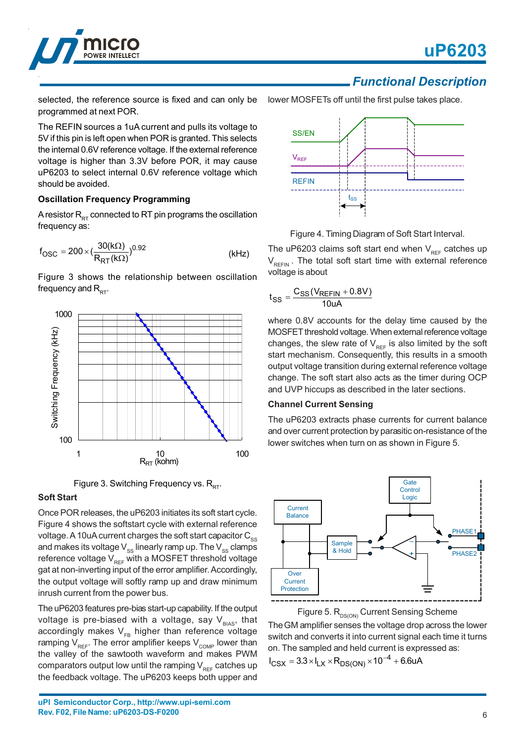## Functional Description

selected, the reference source is fixed and can only be programmed at next POR.

The REFIN sources a 1uA current and pulls its voltage to 5V if this pin is left open when POR is granted. This selects the internal 0.6V reference voltage. If the external reference voltage is higher than 3.3V before POR, it may cause uP6203 to select internal 0.6V reference voltage which should be avoided.

### Oscillation Frequency Programming

A resistor $R_{RT}$ connected to RT pin programs the oscillation frequency as:

$$f_{OSC} = 200 \times \left(\frac{30(k\Omega)}{R_{RT}(k\Omega)}\right)^{0.92} \quad \text{(kHz)}$$

Figure 3 shows the relationship between oscillation frequency and $R_{RT}$.

Figure 3. Switching Frequency vs. $R_{RT}$.

### Soft Start

Once POR releases, the uP6203 initiates its soft start cycle. Figure 4 shows the softstart cycle with external reference voltage. A 10uA current charges the soft start capacitor $C_{SS}$ and makes its voltage $V_{SS}$ linearly ramp up. The $V_{SS}$ clamps reference voltage $V_{REF}$ with a MOSFET threshold voltage gat at non-inverting input of the error amplifier. Accordingly, the output voltage will softly ramp up and draw minimum inrush current from the power bus.

The uP6203 features pre-bias start-up capability. If the output voltage is pre-biased with a voltage, say $V_{BIAS}$, that accordingly makes $V_{FB}$ higher than reference voltage ramping $V_{REF}$. The error amplifier keeps $V_{COMP}$ lower than the valley of the sawtooth waveform and makes PWM comparators output low until the ramping $V_{REF}$ catches up the feedback voltage. The uP6203 keeps both upper and lower MOSFETs off until the first pulse takes place.

Figure 4. Timing Diagram of Soft Start Interval.

The uP6203 claims soft start end when $V_{REF}$ catches up $V_{REFIN}$. The total soft start time with external reference voltage is about

$$t_{SS} = \frac{C_{SS}(V_{REFIN} + 0.8V)}{10uA}$$

where 0.8V accounts for the delay time caused by the MOSFET threshold voltage. When external reference voltage changes, the slew rate of $V_{REF}$ is also limited by the soft start mechanism. Consequently, this results in a smooth output voltage transition during external reference voltage change. The soft start also acts as the timer during OCP and UVP hiccups as described in the later sections.

### Channel Current Sensing

The uP6203 extracts phase currents for current balance and over current protection by parasitic on-resistance of the lower switches when turn on as shown in Figure 5.

Figure 5. $R_{DS(ON)}$ Current Sensing Scheme

The GM amplifier senses the voltage drop across the lower switch and converts it into current signal each time it turns on. The sampled and held current is expressed as:

$$I_{CSX} = 3.3 \times I_{LX} \times R_{DS(ON)} \times 10^{-4} + 6.6uA$$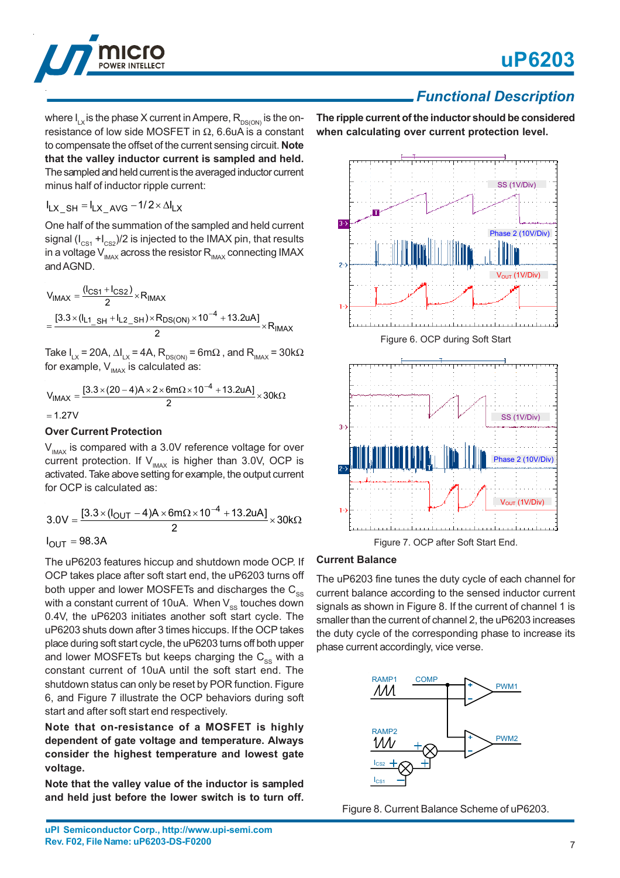## Functional Description

where $I_{LX}$ is the phase X current in Ampere, $R_{DS(ON)}$ is the on-resistance of low side MOSFET in Ω, 6.6uA is a constant to compensate the offset of the current sensing circuit. **Note that the valley inductor current is sampled and held.** The sampled and held current is the averaged inductor current minus half of inductor ripple current:

$$I_{LX\_SH} = I_{LX\_AVG} - 1/2 \times \Delta I_{LX}$$

One half of the summation of the sampled and held current signal $(I_{CS1} + I_{CS2})/2$ is injected to the IMAX pin, that results in a voltage $V_{IMAX}$ across the resistor $R_{IMAX}$ connecting IMAX and AGND.

$$V_{IMAX} = \frac{(I_{CS1} + I_{CS2})}{2} \times R_{IMAX}$$

$$= \frac{[3.3 \times (I_{L1\_SH} + I_{L2\_SH}) \times R_{DS(ON)} \times 10^{-4} + 13.2uA]}{2} \times R_{IMAX}$$

Take $I_{LX}$ = 20A, $\Delta I_{LX}$ = 4A, $R_{DS(on)}$ = 6mΩ, and $R_{IMAX}$ = 30kΩ for example, $V_{IMAX}$ is calculated as:

$$V_{IMAX} = \frac{[3.3 \times (20 - 4)A \times 2 \times 6m\Omega \times 10^{-4} + 13.2uA]}{2} \times 30k\Omega$$

$$= 1.27V$$

### Over Current Protection

$V_{IMAX}$ is compared with a 3.0V reference voltage for over current protection. If $V_{IMAX}$ is higher than 3.0V, OCP is activated. Take above setting for example, the output current for OCP is calculated as:

$$3.0V = \frac{[3.3 \times (I_{OUT} - 4)A \times 6m\Omega \times 10^{-4} + 13.2uA]}{2} \times 30k\Omega$$

$$I_{OUT} = 98.3A$$

The uP6203 features hiccup and shutdown mode OCP. If OCP takes place after soft start end, the uP6203 turns off both upper and lower MOSFETs and discharges the $C_{SS}$ with a constant current of 10uA. When $V_{SS}$ touches down 0.4V, the uP6203 initiates another soft start cycle. The uP6203 shuts down after 3 times hiccups. If the OCP takes place during soft start cycle, the uP6203 turns off both upper and lower MOSFETs but keeps charging the $C_{SS}$ with a constant current of 10uA until the soft start end. The shutdown status can only be reset by POR function. Figure 6, and Figure 7 illustrate the OCP behaviors during soft start and after soft start end respectively.

**Note that on-resistance of a MOSFET is highly dependent of gate voltage and temperature. Always consider the highest temperature and lowest gate voltage.**

**Note that the valley value of the inductor is sampled and held just before the lower switch is to turn off.**

**The ripple current of the inductor should be considered when calculating over current protection level.**

Figure 6. OCP during Soft Start

Figure 7. OCP after Soft Start End.

### Current Balance

The uP6203 fine tunes the duty cycle of each channel for current balance according to the sensed inductor current signals as shown in Figure 8. If the current of channel 1 is smaller than the current of channel 2, the uP6203 increases the duty cycle of the corresponding phase to increase its phase current accordingly, vice verse.

Figure 8. Current Balance Scheme of uP6203.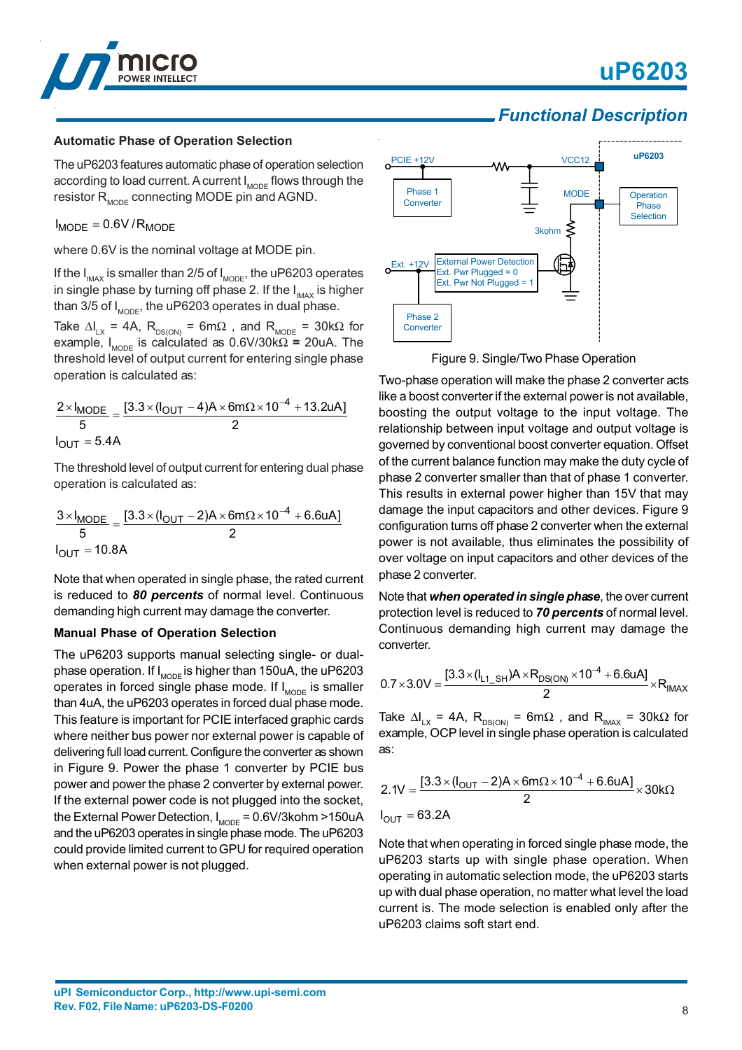## Functional Description

### Automatic Phase of Operation Selection

The uP6203 features automatic phase of operation selection according to load current. A current $I_{MODE}$ flows through the resistor $R_{MODE}$ connecting MODE pin and AGND.

$$I_{MODE} = 0.6V / R_{MODE}$$

where 0.6V is the nominal voltage at MODE pin.

If the $I_{IMAX}$ is smaller than 2/5 of $I_{MODE}$, the uP6203 operates in single phase by turning off phase 2. If the $I_{IMAX}$ is higher than 3/5 of $I_{MODE}$, the uP6203 operates in dual phase.

Take $\Delta I_{LX}$ = 4A, $R_{DS(ON)}$ = 6mΩ , and $R_{MODE}$ = 30kΩ for example, $I_{MODE}$ is calculated as 0.6V/30kΩ **=** 20uA. The threshold level of output current for entering single phase operation is calculated as:

$$\frac{2 \times I_{MODE}}{5} = \frac{[3.3 \times (I_{OUT} - 4)A \times 6m\Omega \times 10^{-4} + 13.2uA]}{2}$$

$$I_{OUT} = 5.4A$$

The threshold level of output current for entering dual phase operation is calculated as:

$$\frac{3 \times I_{MODE}}{5} = \frac{[3.3 \times (I_{OUT} - 2)A \times 6m\Omega \times 10^{-4} + 6.6uA]}{2}$$

$$I_{OUT} = 10.8A$$

Note that when operated in single phase, the rated current is reduced to ***80 percents*** of normal level. Continuous demanding high current may damage the converter.

### Manual Phase of Operation Selection

The uP6203 supports manual selecting single- or dual-phase operation. If $I_{MODE}$ is higher than 150uA, the uP6203 operates in forced single phase mode. If $I_{MODE}$ is smaller than 4uA, the uP6203 operates in forced dual phase mode. This feature is important for PCIE interfaced graphic cards where neither bus power nor external power is capable of delivering full load current. Configure the converter as shown in Figure 9. Power the phase 1 converter by PCIE bus power and power the phase 2 converter by external power. If the external power code is not plugged into the socket, the External Power Detection, $I_{MODE}$ = 0.6V/3kohm >150uA and the uP6203 operates in single phase mode. The uP6203 could provide limited current to GPU for required operation when external power is not plugged.

Figure 9. Single/Two Phase Operation

Two-phase operation will make the phase 2 converter acts like a boost converter if the external power is not available, boosting the output voltage to the input voltage. The relationship between input voltage and output voltage is governed by conventional boost converter equation. Offset of the current balance function may make the duty cycle of phase 2 converter smaller than that of phase 1 converter. This results in external power higher than 15V that may damage the input capacitors and other devices. Figure 9 configuration turns off phase 2 converter when the external power is not available, thus eliminates the possibility of over voltage on input capacitors and other devices of the phase 2 converter.

Note that ***when operated in single phase***, the over current protection level is reduced to ***70 percents*** of normal level. Continuous demanding high current may damage the converter.

$$0.7 \times 3.0V = \frac{[3.3 \times (I_{L1\_SH})A \times R_{DS(ON)} \times 10^{-4} + 6.6uA]}{2} \times R_{IMAX}$$

Take $\Delta I_{LX}$ = 4A, $R_{DS(ON)}$ = 6mΩ , and $R_{IMAX}$ = 30kΩ for example, OCP level in single phase operation is calculated as:

$$2.1V = \frac{[3.3 \times (I_{OUT} - 2)A \times 6m\Omega \times 10^{-4} + 6.6uA]}{2} \times 30k\Omega$$

$$I_{OUT} = 63.2A$$

Note that when operating in forced single phase mode, the uP6203 starts up with single phase operation. When operating in automatic selection mode, the uP6203 starts up with dual phase operation, no matter what level the load current is. The mode selection is enabled only after the uP6203 claims soft start end.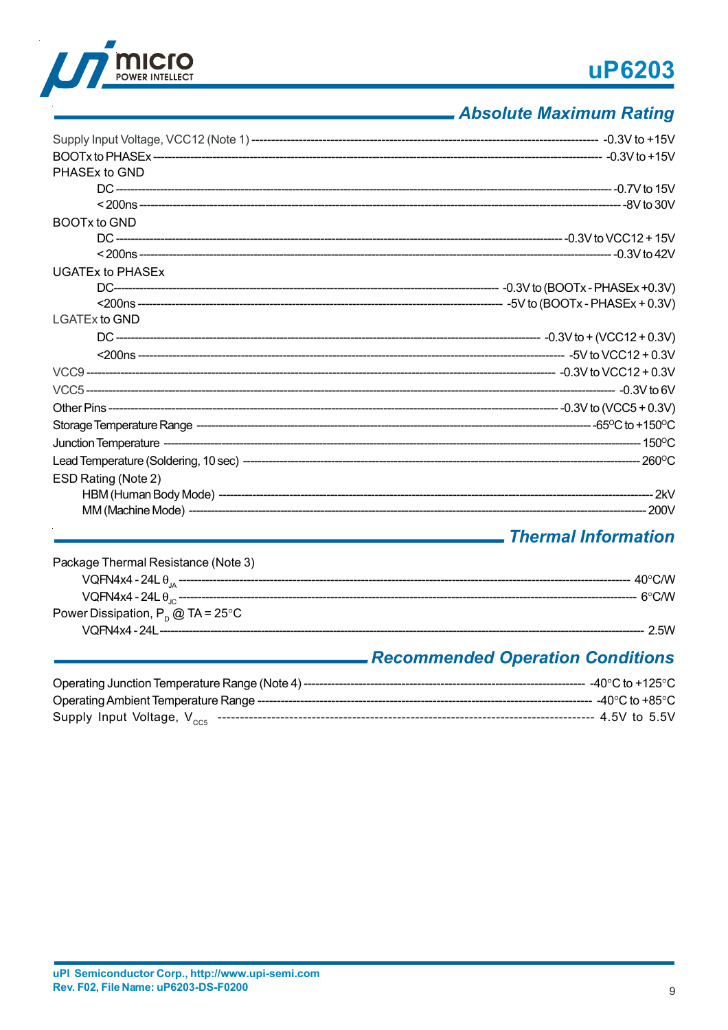## Absolute Maximum Rating

Supply Input Voltage, VCC12 (Note 1) ---------- -0.3V to +15V
BOOTx to PHASEx ---------- -0.3V to +15V
PHASEx to GND
- DC ---------- -0.7V to 15V
- < 200ns ---------- -8V to 30V

BOOTx to GND
- DC ---------- -0.3V to VCC12 + 15V
- < 200ns ---------- -0.3V to 42V

UGATEx to PHASEx
- DC ---------- -0.3V to (BOOTx - PHASEx +0.3V)
- <200ns ---------- -5V to (BOOTx - PHASEx + 0.3V)

LGATEx to GND
- DC ---------- -0.3V to + (VCC12 + 0.3V)
- <200ns ---------- -5V to VCC12 + 0.3V

VCC9 ---------- -0.3V to VCC12 + 0.3V
VCC5 ---------- -0.3V to 6V
Other Pins ---------- -0.3V to (VCC5 + 0.3V)
Storage Temperature Range ---------- -65°C to +150°C
Junction Temperature ---------- 150°C
Lead Temperature (Soldering, 10 sec) ---------- 260°C
ESD Rating (Note 2)
- HBM (Human Body Mode) ---------- 2kV
- MM (Machine Mode) ---------- 200V

## Thermal Information

Package Thermal Resistance (Note 3)
- VQFN4x4 - 24L $\theta_{JA}$ ---------- 40°C/W
- VQFN4x4 - 24L $\theta_{JC}$ ---------- 6°C/W

Power Dissipation, $P_D$ @ TA = 25°C
- VQFN4x4 - 24L ---------- 2.5W

## Recommended Operation Conditions

Operating Junction Temperature Range (Note 4) ---------- -40°C to +125°C
Operating Ambient Temperature Range ---------- -40°C to +85°C
Supply Input Voltage, $V_{CC5}$ ---------- 4.5V to 5.5V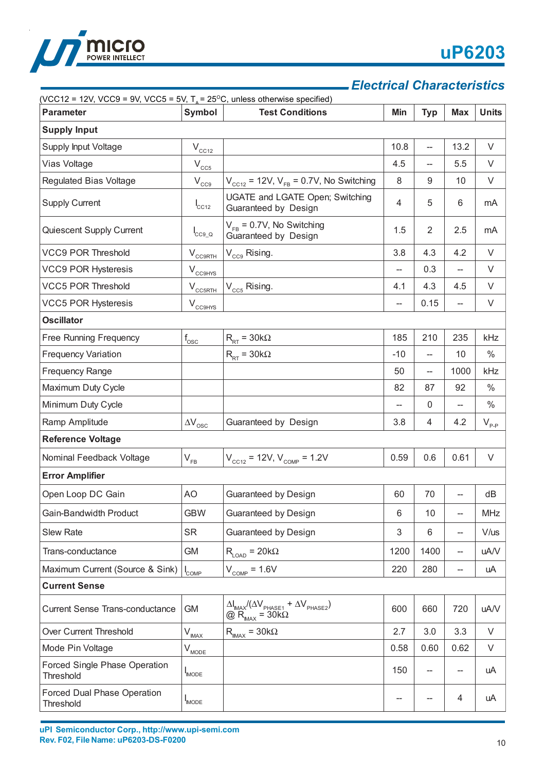## Electrical Characteristics

($V_{CC12}$ = 12V, $V_{CC9}$ = 9V, $V_{CC5}$ = 5V, $T_A$ = 25°C, unless otherwise specified)

| Parameter | Symbol | Test Conditions | Min | Typ | Max | Units |
|---|---|---|---|---|---|---|
| **Supply Input** | | | | | | |
| Supply Input Voltage | $V_{CC12}$ | | 10.8 | -- | 13.2 | V |
| Vias Voltage | $V_{CC5}$ | | 4.5 | -- | 5.5 | V |
| Regulated Bias Voltage | $V_{CC9}$ | $V_{CC12}$ = 12V, $V_{FB}$ = 0.7V, No Switching | 8 | 9 | 10 | V |
| Supply Current | $I_{CC12}$ | UGATE and LGATE Open; Switching Guaranteed by Design | 4 | 5 | 6 | mA |
| Quiescent Supply Current | $I_{CC9\_Q}$ | $V_{FB}$ = 0.7V, No Switching Guaranteed by Design | 1.5 | 2 | 2.5 | mA |
| VCC9 POR Threshold | $V_{CC9RTH}$ | $V_{CC9}$ Rising. | 3.8 | 4.3 | 4.2 | V |
| VCC9 POR Hysteresis | $V_{CC9HYS}$ | | -- | 0.3 | -- | V |
| VCC5 POR Threshold | $V_{CC5RTH}$ | $V_{CC5}$ Rising. | 4.1 | 4.3 | 4.5 | V |
| VCC5 POR Hysteresis | $V_{CC9HYS}$ | | -- | 0.15 | -- | V |
| **Oscillator** | | | | | | |
| Free Running Frequency | $f_{OSC}$ | $R_{RT}$ = 30kΩ | 185 | 210 | 235 | kHz |
| Frequency Variation | | $R_{RT}$ = 30kΩ | -10 | -- | 10 | % |
| Frequency Range | | | 50 | -- | 1000 | kHz |
| Maximum Duty Cycle | | | 82 | 87 | 92 | % |
| Minimum Duty Cycle | | | -- | 0 | -- | % |
| Ramp Amplitude | $\Delta V_{OSC}$ | Guaranteed by Design | 3.8 | 4 | 4.2 | $V_{P-P}$ |
| **Reference Voltage** | | | | | | |
| Nominal Feedback Voltage | $V_{FB}$ | $V_{CC12}$ = 12V, $V_{COMP}$ = 1.2V | 0.59 | 0.6 | 0.61 | V |
| **Error Amplifier** | | | | | | |
| Open Loop DC Gain | AO | Guaranteed by Design | 60 | 70 | -- | dB |
| Gain-Bandwidth Product | GBW | Guaranteed by Design | 6 | 10 | -- | MHz |
| Slew Rate | SR | Guaranteed by Design | 3 | 6 | -- | V/us |
| Trans-conductance | GM | $R_{LOAD}$ = 20kΩ | 1200 | 1400 | -- | uA/V |
| Maximum Current (Source & Sink) | $I_{COMP}$ | $V_{COMP}$ = 1.6V | 220 | 280 | -- | uA |
| **Current Sense** | | | | | | |
| Current Sense Trans-conductance | GM | $\Delta I_{IMAX}/(\Delta V_{PHASE1} + \Delta V_{PHASE2})$ @ $R_{IMAX}$ = 30kΩ | 600 | 660 | 720 | uA/V |
| Over Current Threshold | $V_{IMAX}$ | $R_{IMAX}$ = 30kΩ | 2.7 | 3.0 | 3.3 | V |
| Mode Pin Voltage | $V_{MODE}$ | | 0.58 | 0.60 | 0.62 | V |
| Forced Single Phase Operation Threshold | $I_{MODE}$ | | 150 | -- | -- | uA |
| Forced Dual Phase Operation Threshold | $I_{MODE}$ | | -- | -- | 4 | uA |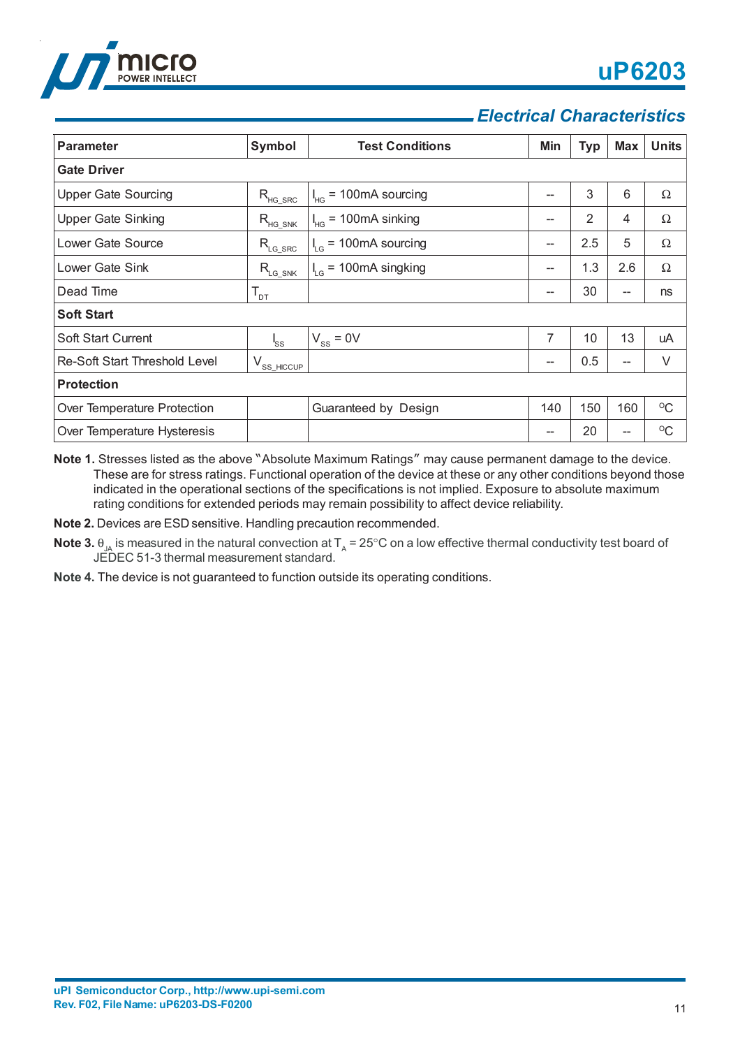## Electrical Characteristics

| Parameter | Symbol | Test Conditions | Min | Typ | Max | Units |
|---|---|---|---|---|---|---|
| **Gate Driver** | | | | | | |
| Upper Gate Sourcing | $R_{HG\_SRC}$ | $I_{HG}$ = 100mA sourcing | -- | 3 | 6 | Ω |
| Upper Gate Sinking | $R_{HG\_SNK}$ | $I_{HG}$ = 100mA sinking | -- | 2 | 4 | Ω |
| Lower Gate Source | $R_{LG\_SRC}$ | $I_{LG}$ = 100mA sourcing | -- | 2.5 | 5 | Ω |
| Lower Gate Sink | $R_{LG\_SNK}$ | $I_{LG}$ = 100mA singking | -- | 1.3 | 2.6 | Ω |
| Dead Time | $T_{DT}$ | | -- | 30 | -- | ns |
| **Soft Start** | | | | | | |
| Soft Start Current | $I_{SS}$ | $V_{SS}$ = 0V | 7 | 10 | 13 | uA |
| Re-Soft Start Threshold Level | $V_{SS\_HICCUP}$ | | -- | 0.5 | -- | V |
| **Protection** | | | | | | |
| Over Temperature Protection | | Guaranteed by Design | 140 | 150 | 160 | $^{o}C$ |
| Over Temperature Hysteresis | | | -- | 20 | -- | $^{o}C$ |

**Note 1.** Stresses listed as the above "Absolute Maximum Ratings" may cause permanent damage to the device. These are for stress ratings. Functional operation of the device at these or any other conditions beyond those indicated in the operational sections of the specifications is not implied. Exposure to absolute maximum rating conditions for extended periods may remain possibility to affect device reliability.

**Note 2.** Devices are ESD sensitive. Handling precaution recommended.

**Note 3.** $\theta_{JA}$ is measured in the natural convection at $T_A$ = 25°C on a low effective thermal conductivity test board of JEDEC 51-3 thermal measurement standard.

**Note 4.** The device is not guaranteed to function outside its operating conditions.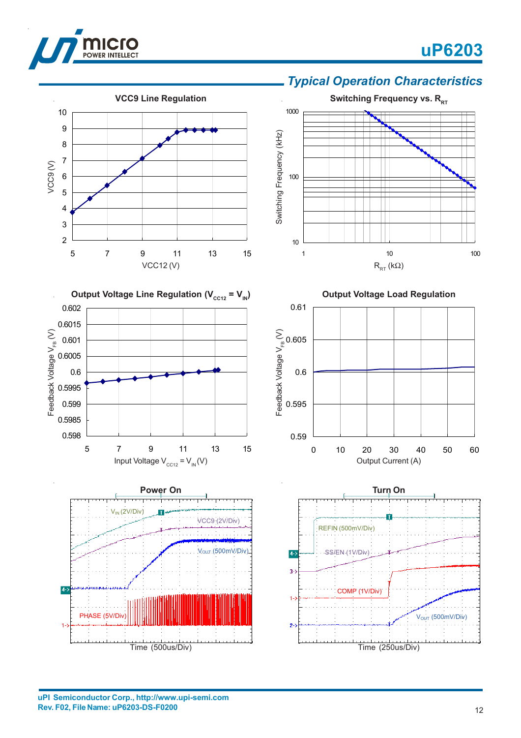## Typical Operation Characteristics

**VCC9 Line Regulation**

VCC9 (V) vs. VCC12 (V)

**Switching Frequency vs. $R_{RT}$**

Switching Frequency (kHz) vs. $R_{RT}$ (kΩ)

**Output Voltage Line Regulation ($V_{CC12} = V_{IN}$)**

Feedback Voltage $V_{FB}$ (V) vs. Input Voltage $V_{CC12} = V_{IN}$ (V)

**Output Voltage Load Regulation**

Feedback Voltage $V_{FB}$ (V) vs. Output Current (A)

**Power On**

$V_{IN}$ (2V/Div), VCC9 (2V/Div), $V_{OUT}$ (500mV/Div), PHASE (5V/Div)

Time (500us/Div)

**Turn On**

REFIN (500mV/Div), SS/EN (1V/Div), COMP (1V/Div), $V_{OUT}$ (500mV/Div)

Time (250us/Div)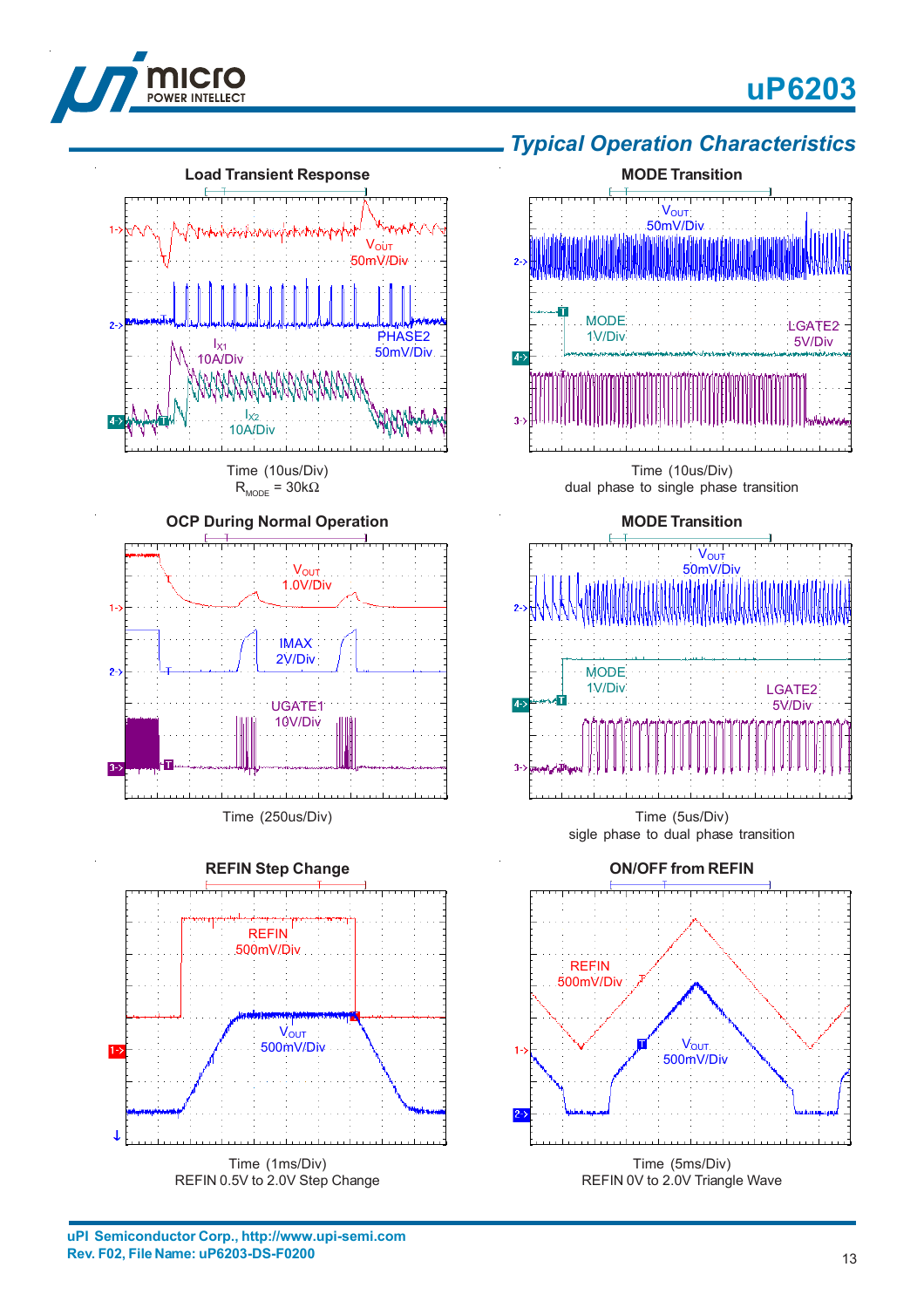## Typical Operation Characteristics

**Load Transient Response**

$V_{OUT}$ 50mV/Div

PHASE2 50mV/Div

$I_{X1}$ 10A/Div

$I_{X2}$ 10A/Div

Time (10us/Div)
$R_{MODE}$ = 30kΩ

**MODE Transition**

$V_{OUT}$ 50mV/Div

MODE 1V/Div

LGATE2 5V/Div

Time (10us/Div)
dual phase to single phase transition

**OCP During Normal Operation**

$V_{OUT}$ 1.0V/Div

IMAX 2V/Div

UGATE1 10V/Div

Time (250us/Div)

**MODE Transition**

$V_{OUT}$ 50mV/Div

MODE 1V/Div

LGATE2 5V/Div

Time (5us/Div)
sigle phase to dual phase transition

**REFIN Step Change**

REFIN 500mV/Div

$V_{OUT}$ 500mV/Div

Time (1ms/Div)
REFIN 0.5V to 2.0V Step Change

**ON/OFF from REFIN**

REFIN 500mV/Div

$V_{OUT}$ 500mV/Div

Time (5ms/Div)
REFIN 0V to 2.0V Triangle Wave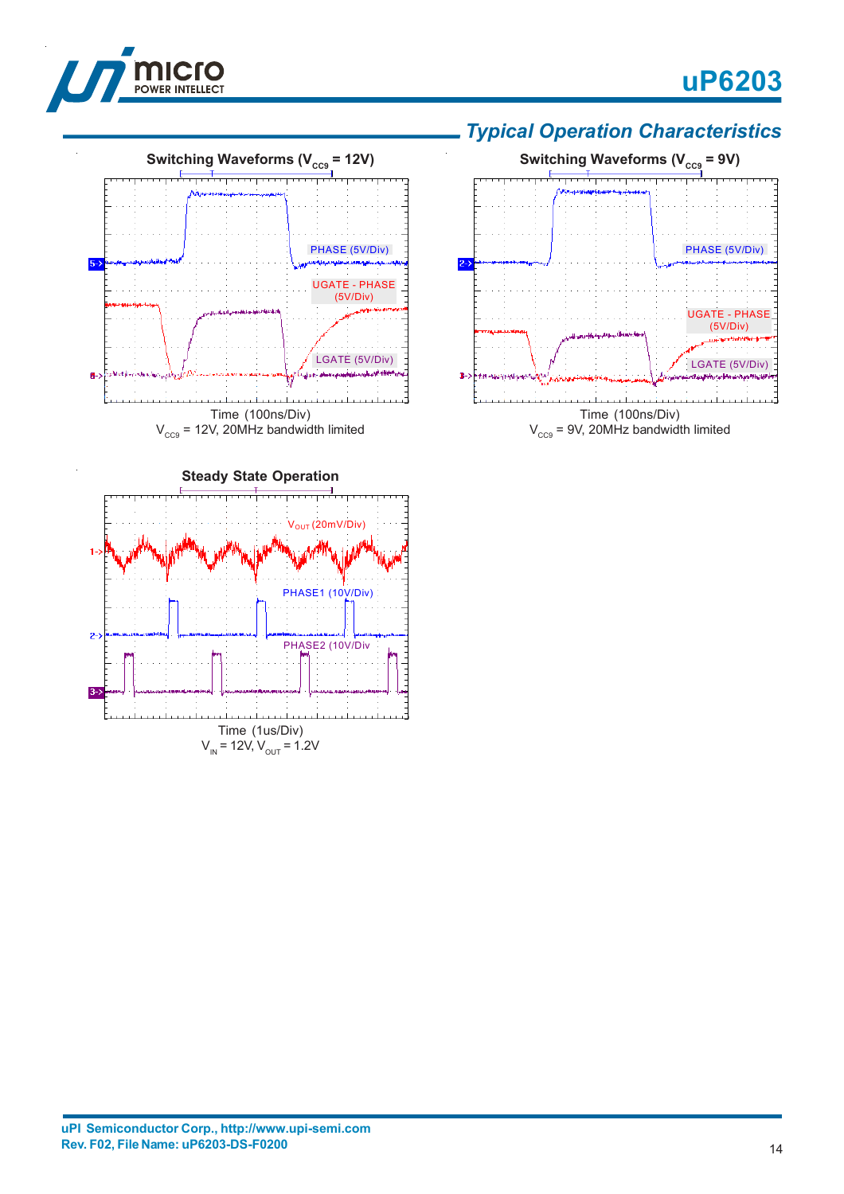## *Typical Operation Characteristics*

**Switching Waveforms ($V_{CC9}$ = 12V)**

PHASE (5V/Div)

UGATE - PHASE (5V/Div)

LGATE (5V/Div)

Time (100ns/Div)

$V_{CC9}$ = 12V, 20MHz bandwidth limited

**Switching Waveforms ($V_{CC9}$ = 9V)**

PHASE (5V/Div)

UGATE - PHASE (5V/Div)

LGATE (5V/Div)

Time (100ns/Div)

$V_{CC9}$ = 9V, 20MHz bandwidth limited

**Steady State Operation**

$V_{OUT}$ (20mV/Div)

PHASE1 (10V/Div)

PHASE2 (10V/Div

Time (1us/Div)

$V_{IN}$ = 12V, $V_{OUT}$ = 1.2V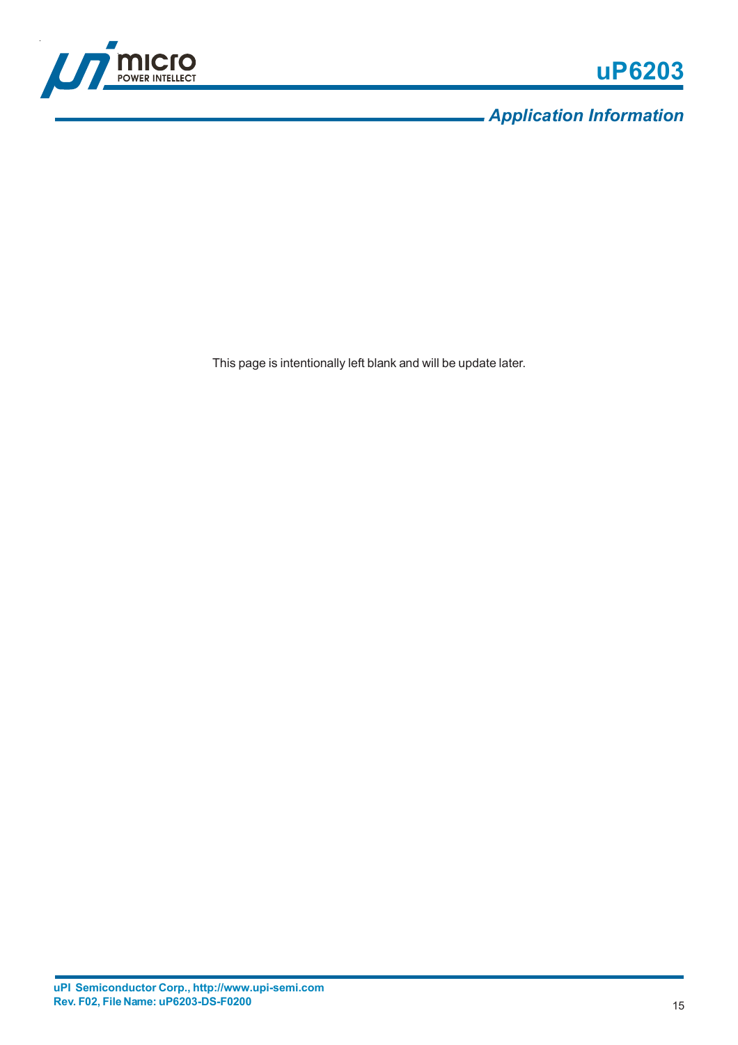## Application Information

This page is intentionally left blank and will be update later.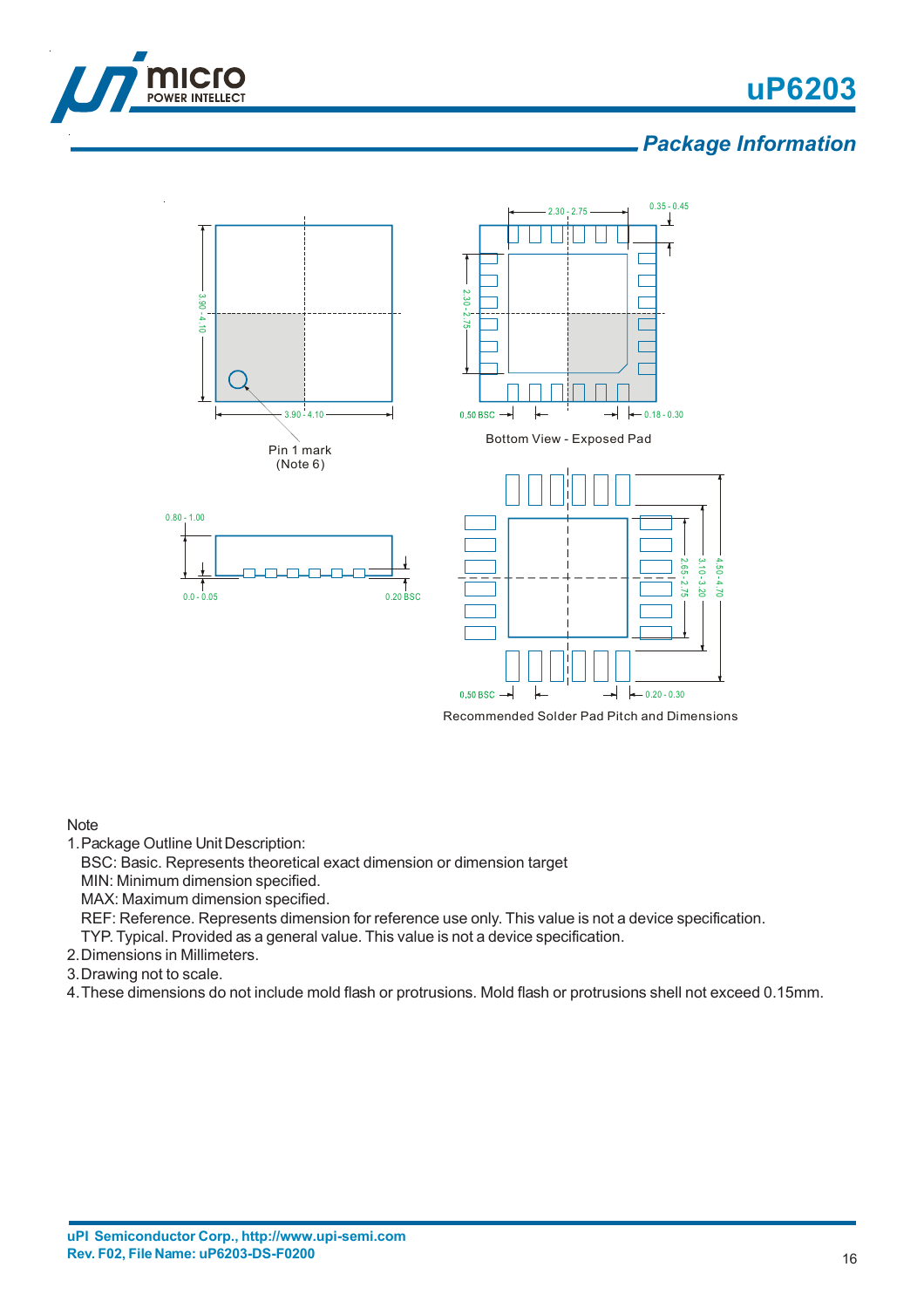## Package Information

3.90 - 4.10

3.90 - 4.10

Pin 1 mark
(Note 6)

2.30 - 2.75

0.35 - 0.45

2.30 - 2.75

0.50 BSC

0.18 - 0.30

Bottom View - Exposed Pad

0.80 - 1.00

0.0 - 0.05

0.20 BSC

0.50 BSC

0.20 - 0.30

2.65 - 2.75

3.10 - 3.20

4.50 - 4.70

Recommended Solder Pad Pitch and Dimensions

Note

1. Package Outline Unit Description:
   BSC: Basic. Represents theoretical exact dimension or dimension target
   MIN: Minimum dimension specified.
   MAX: Maximum dimension specified.
   REF: Reference. Represents dimension for reference use only. This value is not a device specification.
   TYP. Typical. Provided as a general value. This value is not a device specification.
2. Dimensions in Millimeters.
3. Drawing not to scale.
4. These dimensions do not include mold flash or protrusions. Mold flash or protrusions shell not exceed 0.15mm.

**uPI Semiconductor Corp., http://www.upi-semi.com**
**Rev. F02, File Name: uP6203-DS-F0200**